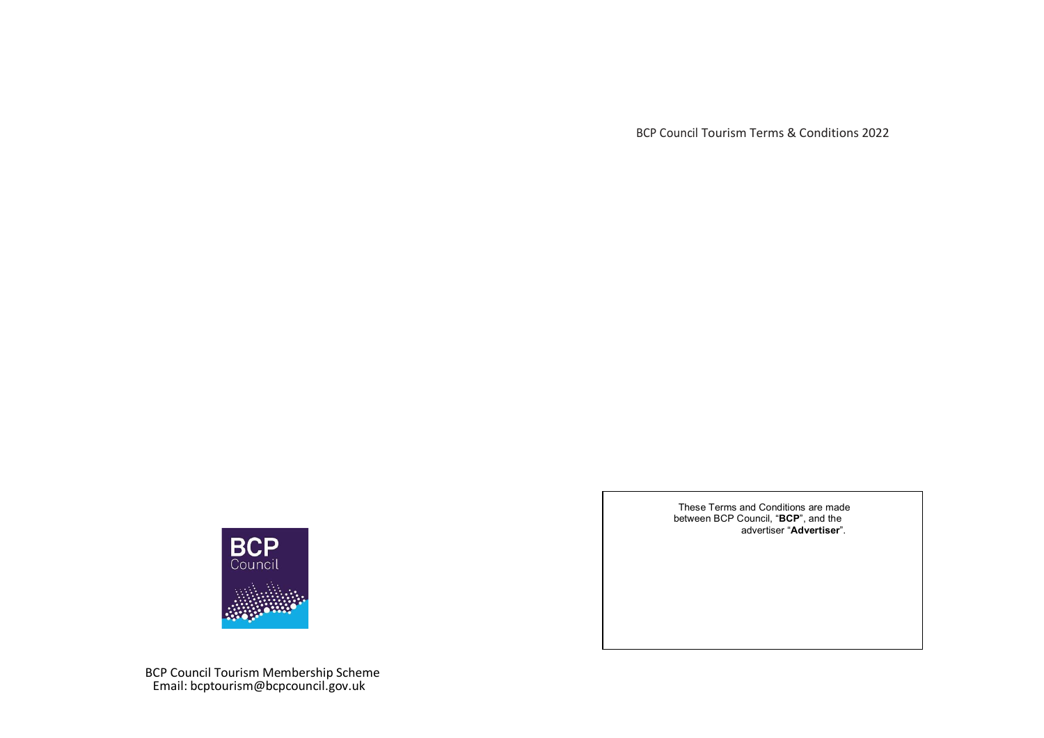# BCP Council Tourism Terms & Conditions 2022

These Terms and Conditions are made between BCP Council, "**BCP**", and the advertiser "**Advertiser**".

BCP Council

BCP Council Tourism Membership Scheme
Email: bcptourism@bcpcouncil.gov.uk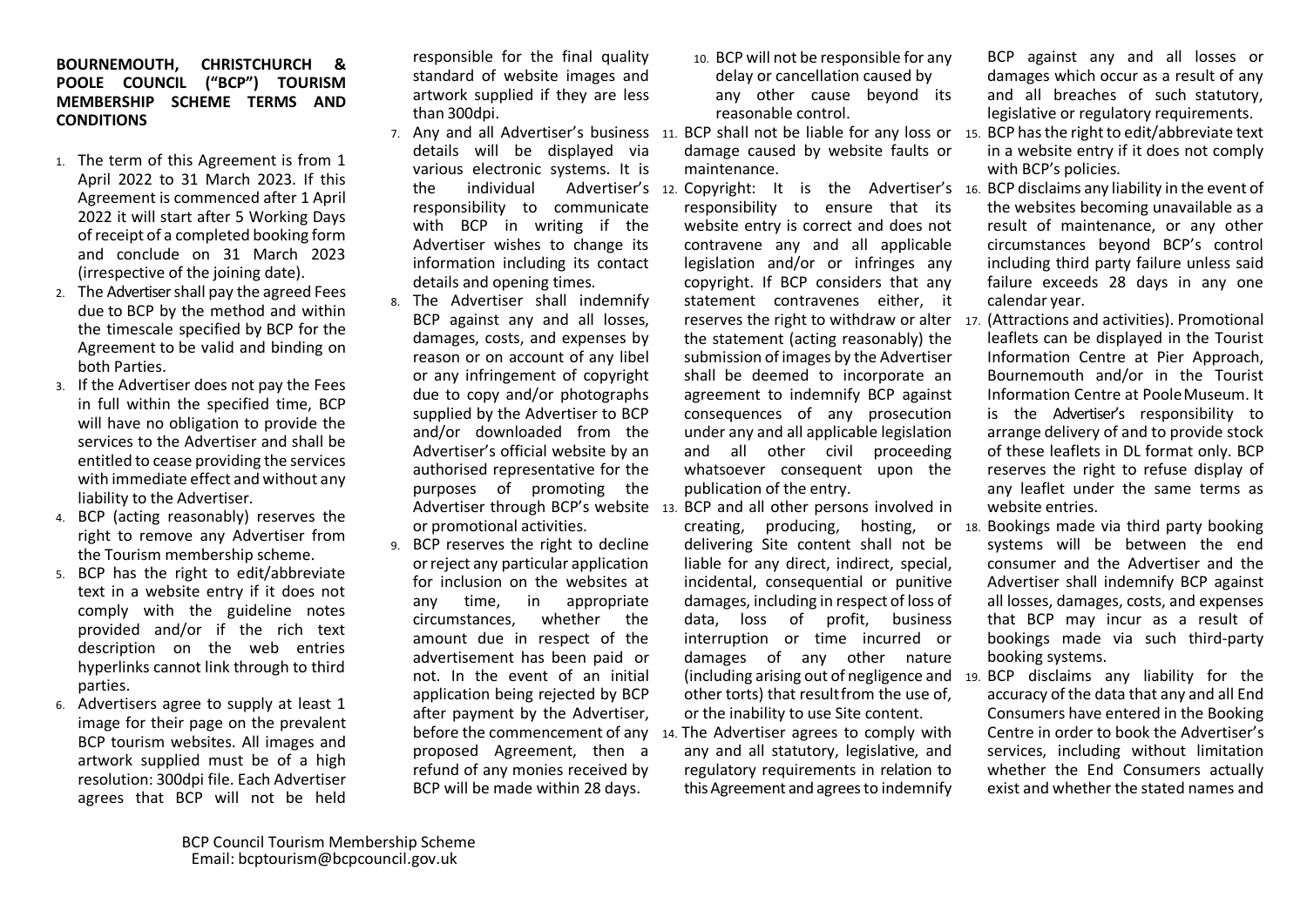**BOURNEMOUTH, CHRISTCHURCH & POOLE COUNCIL ("BCP") TOURISM MEMBERSHIP SCHEME TERMS AND CONDITIONS**

1. The term of this Agreement is from 1 April 2022 to 31 March 2023. If this Agreement is commenced after 1 April 2022 it will start after 5 Working Days of receipt of a completed booking form and conclude on 31 March 2023 (irrespective of the joining date).
2. The Advertiser shall pay the agreed Fees due to BCP by the method and within the timescale specified by BCP for the Agreement to be valid and binding on both Parties.
3. If the Advertiser does not pay the Fees in full within the specified time, BCP will have no obligation to provide the services to the Advertiser and shall be entitled to cease providing the services with immediate effect and without any liability to the Advertiser.
4. BCP (acting reasonably) reserves the right to remove any Advertiser from the Tourism membership scheme.
5. BCP has the right to edit/abbreviate text in a website entry if it does not comply with the guideline notes provided and/or if the rich text description on the web entries hyperlinks cannot link through to third parties.
6. Advertisers agree to supply at least 1 image for their page on the prevalent BCP tourism websites. All images and artwork supplied must be of a high resolution: 300dpi file. Each Advertiser agrees that BCP will not be held responsible for the final quality standard of website images and artwork supplied if they are less than 300dpi.
7. Any and all Advertiser's business details will be displayed via various electronic systems. It is the individual Advertiser's responsibility to communicate with BCP in writing if the Advertiser wishes to change its information including its contact details and opening times.
8. The Advertiser shall indemnify BCP against any and all losses, damages, costs, and expenses by reason or on account of any libel or any infringement of copyright due to copy and/or photographs supplied by the Advertiser to BCP and/or downloaded from the Advertiser's official website by an authorised representative for the purposes of promoting the Advertiser through BCP's website or promotional activities.
9. BCP reserves the right to decline or reject any particular application for inclusion on the websites at any time, in appropriate circumstances, whether the amount due in respect of the advertisement has been paid or not. In the event of an initial application being rejected by BCP after payment by the Advertiser, before the commencement of any proposed Agreement, then a refund of any monies received by BCP will be made within 28 days.
10. BCP will not be responsible for any delay or cancellation caused by any other cause beyond its reasonable control.
11. BCP shall not be liable for any loss or damage caused by website faults or maintenance.
12. Copyright: It is the Advertiser's responsibility to ensure that its website entry is correct and does not contravene any and all applicable legislation and/or or infringes any copyright. If BCP considers that any statement contravenes either, it reserves the right to withdraw or alter the statement (acting reasonably) the submission of images by the Advertiser shall be deemed to incorporate an agreement to indemnify BCP against consequences of any prosecution under any and all applicable legislation and all other civil proceeding whatsoever consequent upon the publication of the entry.
13. BCP and all other persons involved in creating, producing, hosting, or delivering Site content shall not be liable for any direct, indirect, special, incidental, consequential or punitive damages, including in respect of loss of data, loss of profit, business interruption or time incurred or damages of any other nature (including arising out of negligence and other torts) that result from the use of, or the inability to use Site content.
14. The Advertiser agrees to comply with any and all statutory, legislative, and regulatory requirements in relation to this Agreement and agrees to indemnify BCP against any and all losses or damages which occur as a result of any and all breaches of such statutory, legislative or regulatory requirements.
15. BCP has the right to edit/abbreviate text in a website entry if it does not comply with BCP's policies.
16. BCP disclaims any liability in the event of the websites becoming unavailable as a result of maintenance, or any other circumstances beyond BCP's control including third party failure unless said failure exceeds 28 days in any one calendar year.
17. (Attractions and activities). Promotional leaflets can be displayed in the Tourist Information Centre at Pier Approach, Bournemouth and/or in the Tourist Information Centre at Poole Museum. It is the Advertiser's responsibility to arrange delivery of and to provide stock of these leaflets in DL format only. BCP reserves the right to refuse display of any leaflet under the same terms as website entries.
18. Bookings made via third party booking systems will be between the end consumer and the Advertiser and the Advertiser shall indemnify BCP against all losses, damages, costs, and expenses that BCP may incur as a result of bookings made via such third-party booking systems.
19. BCP disclaims any liability for the accuracy of the data that any and all End Consumers have entered in the Booking Centre in order to book the Advertiser's services, including without limitation whether the End Consumers actually exist and whether the stated names and

BCP Council Tourism Membership Scheme
Email: bcptourism@bcpcouncil.gov.uk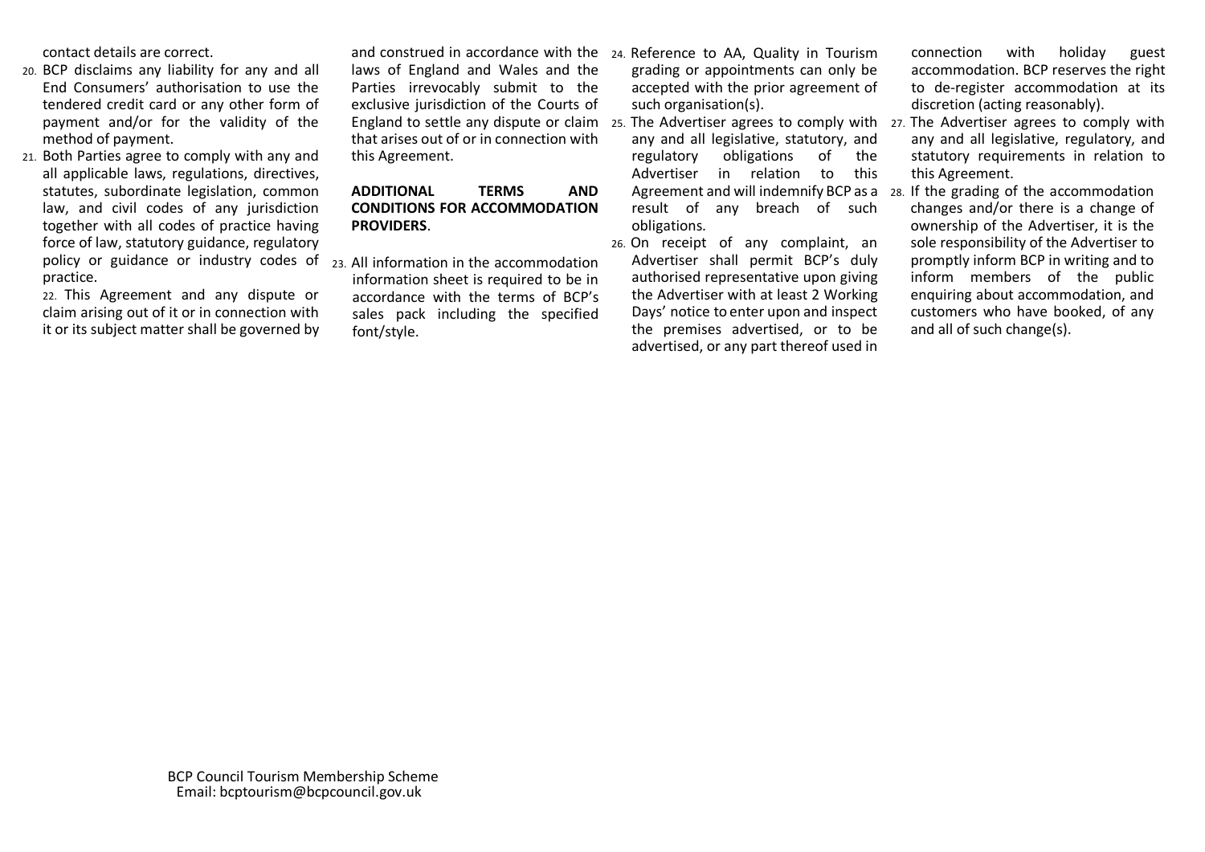contact details are correct.

20. BCP disclaims any liability for any and all End Consumers' authorisation to use the tendered credit card or any other form of payment and/or for the validity of the method of payment.
21. Both Parties agree to comply with any and all applicable laws, regulations, directives, statutes, subordinate legislation, common law, and civil codes of any jurisdiction together with all codes of practice having force of law, statutory guidance, regulatory policy or guidance or industry codes of practice.
22. This Agreement and any dispute or claim arising out of it or in connection with it or its subject matter shall be governed by and construed in accordance with the laws of England and Wales and the Parties irrevocably submit to the exclusive jurisdiction of the Courts of England to settle any dispute or claim that arises out of or in connection with this Agreement.

**ADDITIONAL TERMS AND CONDITIONS FOR ACCOMMODATION PROVIDERS**.

23. All information in the accommodation information sheet is required to be in accordance with the terms of BCP's sales pack including the specified font/style.
24. Reference to AA, Quality in Tourism grading or appointments can only be accepted with the prior agreement of such organisation(s).
25. The Advertiser agrees to comply with any and all legislative, statutory, and regulatory obligations of the Advertiser in relation to this Agreement and will indemnify BCP as a result of any breach of such obligations.
26. On receipt of any complaint, an Advertiser shall permit BCP's duly authorised representative upon giving the Advertiser with at least 2 Working Days' notice to enter upon and inspect the premises advertised, or to be advertised, or any part thereof used in connection with holiday guest accommodation. BCP reserves the right to de-register accommodation at its discretion (acting reasonably).
27. The Advertiser agrees to comply with any and all legislative, regulatory, and statutory requirements in relation to this Agreement.
28. If the grading of the accommodation changes and/or there is a change of ownership of the Advertiser, it is the sole responsibility of the Advertiser to promptly inform BCP in writing and to inform members of the public enquiring about accommodation, and customers who have booked, of any and all of such change(s).

BCP Council Tourism Membership Scheme
Email: bcptourism@bcpcouncil.gov.uk